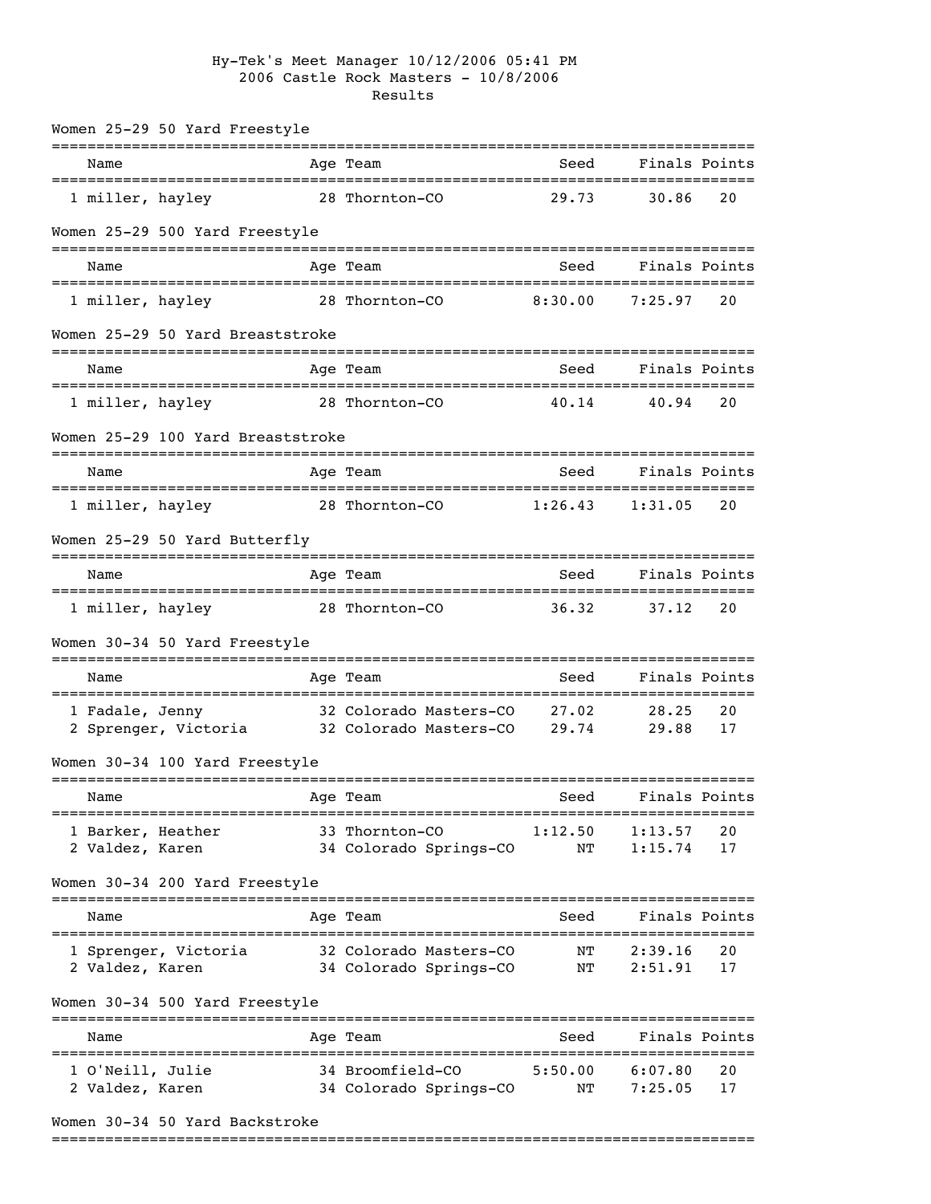Hy-Tek's Meet Manager 10/12/2006 05:41 PM

2006 Castle Rock Masters - 10/8/2006

Results

## Women 25-29 50 Yard Freestyle

| | Name | Age | Team | Seed | Finals | Points |
|---|---|---|---|---|---|---|
| 1 | miller, hayley | 28 | Thornton-CO | 29.73 | 30.86 | 20 |

## Women 25-29 500 Yard Freestyle

| | Name | Age | Team | Seed | Finals | Points |
|---|---|---|---|---|---|---|
| 1 | miller, hayley | 28 | Thornton-CO | 8:30.00 | 7:25.97 | 20 |

## Women 25-29 50 Yard Breaststroke

| | Name | Age | Team | Seed | Finals | Points |
|---|---|---|---|---|---|---|
| 1 | miller, hayley | 28 | Thornton-CO | 40.14 | 40.94 | 20 |

## Women 25-29 100 Yard Breaststroke

| | Name | Age | Team | Seed | Finals | Points |
|---|---|---|---|---|---|---|
| 1 | miller, hayley | 28 | Thornton-CO | 1:26.43 | 1:31.05 | 20 |

## Women 25-29 50 Yard Butterfly

| | Name | Age | Team | Seed | Finals | Points |
|---|---|---|---|---|---|---|
| 1 | miller, hayley | 28 | Thornton-CO | 36.32 | 37.12 | 20 |

## Women 30-34 50 Yard Freestyle

| | Name | Age | Team | Seed | Finals | Points |
|---|---|---|---|---|---|---|
| 1 | Fadale, Jenny | 32 | Colorado Masters-CO | 27.02 | 28.25 | 20 |
| 2 | Sprenger, Victoria | 32 | Colorado Masters-CO | 29.74 | 29.88 | 17 |

## Women 30-34 100 Yard Freestyle

| | Name | Age | Team | Seed | Finals | Points |
|---|---|---|---|---|---|---|
| 1 | Barker, Heather | 33 | Thornton-CO | 1:12.50 | 1:13.57 | 20 |
| 2 | Valdez, Karen | 34 | Colorado Springs-CO | NT | 1:15.74 | 17 |

## Women 30-34 200 Yard Freestyle

| | Name | Age | Team | Seed | Finals | Points |
|---|---|---|---|---|---|---|
| 1 | Sprenger, Victoria | 32 | Colorado Masters-CO | NT | 2:39.16 | 20 |
| 2 | Valdez, Karen | 34 | Colorado Springs-CO | NT | 2:51.91 | 17 |

## Women 30-34 500 Yard Freestyle

| | Name | Age | Team | Seed | Finals | Points |
|---|---|---|---|---|---|---|
| 1 | O'Neill, Julie | 34 | Broomfield-CO | 5:50.00 | 6:07.80 | 20 |
| 2 | Valdez, Karen | 34 | Colorado Springs-CO | NT | 7:25.05 | 17 |

## Women 30-34 50 Yard Backstroke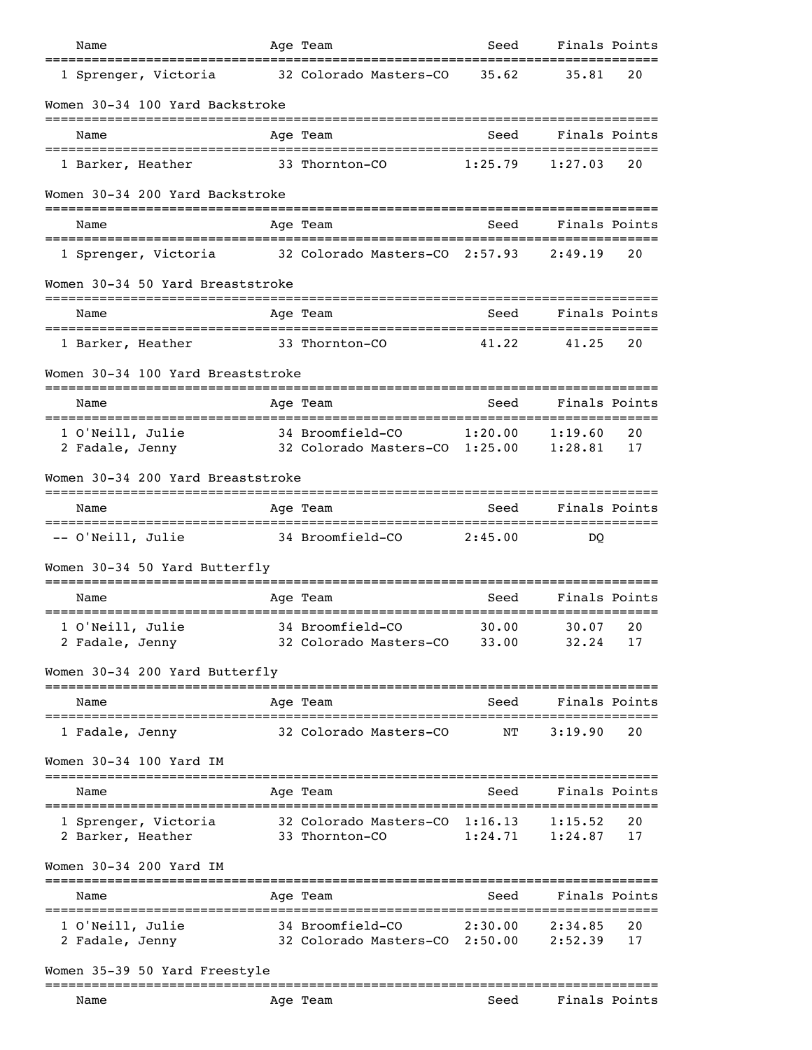| Name | Age | Team | Seed | Finals | Points |
|---|---|---|---|---|---|
| 1 Sprenger, Victoria | 32 | Colorado Masters-CO | 35.62 | 35.81 | 20 |

### Women 30-34 100 Yard Backstroke

| Name | Age | Team | Seed | Finals | Points |
|---|---|---|---|---|---|
| 1 Barker, Heather | 33 | Thornton-CO | 1:25.79 | 1:27.03 | 20 |

### Women 30-34 200 Yard Backstroke

| Name | Age | Team | Seed | Finals | Points |
|---|---|---|---|---|---|
| 1 Sprenger, Victoria | 32 | Colorado Masters-CO | 2:57.93 | 2:49.19 | 20 |

### Women 30-34 50 Yard Breaststroke

| Name | Age | Team | Seed | Finals | Points |
|---|---|---|---|---|---|
| 1 Barker, Heather | 33 | Thornton-CO | 41.22 | 41.25 | 20 |

### Women 30-34 100 Yard Breaststroke

| Name | Age | Team | Seed | Finals | Points |
|---|---|---|---|---|---|
| 1 O'Neill, Julie | 34 | Broomfield-CO | 1:20.00 | 1:19.60 | 20 |
| 2 Fadale, Jenny | 32 | Colorado Masters-CO | 1:25.00 | 1:28.81 | 17 |

### Women 30-34 200 Yard Breaststroke

| Name | Age | Team | Seed | Finals | Points |
|---|---|---|---|---|---|
| -- O'Neill, Julie | 34 | Broomfield-CO | 2:45.00 | DQ | |

### Women 30-34 50 Yard Butterfly

| Name | Age | Team | Seed | Finals | Points |
|---|---|---|---|---|---|
| 1 O'Neill, Julie | 34 | Broomfield-CO | 30.00 | 30.07 | 20 |
| 2 Fadale, Jenny | 32 | Colorado Masters-CO | 33.00 | 32.24 | 17 |

### Women 30-34 200 Yard Butterfly

| Name | Age | Team | Seed | Finals | Points |
|---|---|---|---|---|---|
| 1 Fadale, Jenny | 32 | Colorado Masters-CO | NT | 3:19.90 | 20 |

### Women 30-34 100 Yard IM

| Name | Age | Team | Seed | Finals | Points |
|---|---|---|---|---|---|
| 1 Sprenger, Victoria | 32 | Colorado Masters-CO | 1:16.13 | 1:15.52 | 20 |
| 2 Barker, Heather | 33 | Thornton-CO | 1:24.71 | 1:24.87 | 17 |

### Women 30-34 200 Yard IM

| Name | Age | Team | Seed | Finals | Points |
|---|---|---|---|---|---|
| 1 O'Neill, Julie | 34 | Broomfield-CO | 2:30.00 | 2:34.85 | 20 |
| 2 Fadale, Jenny | 32 | Colorado Masters-CO | 2:50.00 | 2:52.39 | 17 |

### Women 35-39 50 Yard Freestyle

| Name | Age | Team | Seed | Finals | Points |
|---|---|---|---|---|---|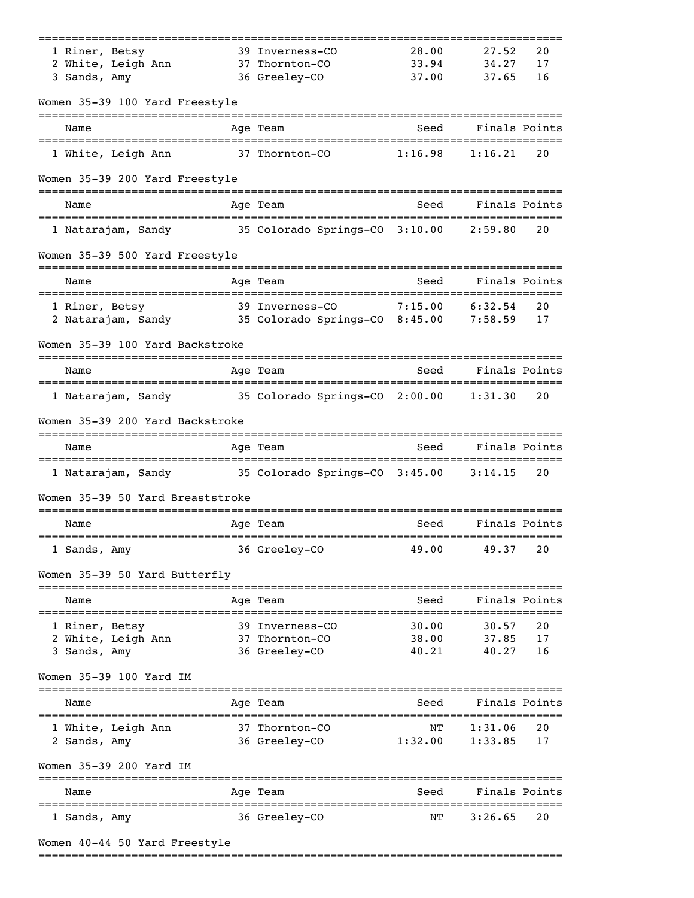| Name | Age | Team | Seed | Finals | Points |
|---|---|---|---|---|---|
| 1 Riner, Betsy | 39 | Inverness-CO | 28.00 | 27.52 | 20 |
| 2 White, Leigh Ann | 37 | Thornton-CO | 33.94 | 34.27 | 17 |
| 3 Sands, Amy | 36 | Greeley-CO | 37.00 | 37.65 | 16 |

### Women 35-39 100 Yard Freestyle

| Name | Age | Team | Seed | Finals | Points |
|---|---|---|---|---|---|
| 1 White, Leigh Ann | 37 | Thornton-CO | 1:16.98 | 1:16.21 | 20 |

### Women 35-39 200 Yard Freestyle

| Name | Age | Team | Seed | Finals | Points |
|---|---|---|---|---|---|
| 1 Natarajam, Sandy | 35 | Colorado Springs-CO | 3:10.00 | 2:59.80 | 20 |

### Women 35-39 500 Yard Freestyle

| Name | Age | Team | Seed | Finals | Points |
|---|---|---|---|---|---|
| 1 Riner, Betsy | 39 | Inverness-CO | 7:15.00 | 6:32.54 | 20 |
| 2 Natarajam, Sandy | 35 | Colorado Springs-CO | 8:45.00 | 7:58.59 | 17 |

### Women 35-39 100 Yard Backstroke

| Name | Age | Team | Seed | Finals | Points |
|---|---|---|---|---|---|
| 1 Natarajam, Sandy | 35 | Colorado Springs-CO | 2:00.00 | 1:31.30 | 20 |

### Women 35-39 200 Yard Backstroke

| Name | Age | Team | Seed | Finals | Points |
|---|---|---|---|---|---|
| 1 Natarajam, Sandy | 35 | Colorado Springs-CO | 3:45.00 | 3:14.15 | 20 |

### Women 35-39 50 Yard Breaststroke

| Name | Age | Team | Seed | Finals | Points |
|---|---|---|---|---|---|
| 1 Sands, Amy | 36 | Greeley-CO | 49.00 | 49.37 | 20 |

### Women 35-39 50 Yard Butterfly

| Name | Age | Team | Seed | Finals | Points |
|---|---|---|---|---|---|
| 1 Riner, Betsy | 39 | Inverness-CO | 30.00 | 30.57 | 20 |
| 2 White, Leigh Ann | 37 | Thornton-CO | 38.00 | 37.85 | 17 |
| 3 Sands, Amy | 36 | Greeley-CO | 40.21 | 40.27 | 16 |

### Women 35-39 100 Yard IM

| Name | Age | Team | Seed | Finals | Points |
|---|---|---|---|---|---|
| 1 White, Leigh Ann | 37 | Thornton-CO | NT | 1:31.06 | 20 |
| 2 Sands, Amy | 36 | Greeley-CO | 1:32.00 | 1:33.85 | 17 |

### Women 35-39 200 Yard IM

| Name | Age | Team | Seed | Finals | Points |
|---|---|---|---|---|---|
| 1 Sands, Amy | 36 | Greeley-CO | NT | 3:26.65 | 20 |

### Women 40-44 50 Yard Freestyle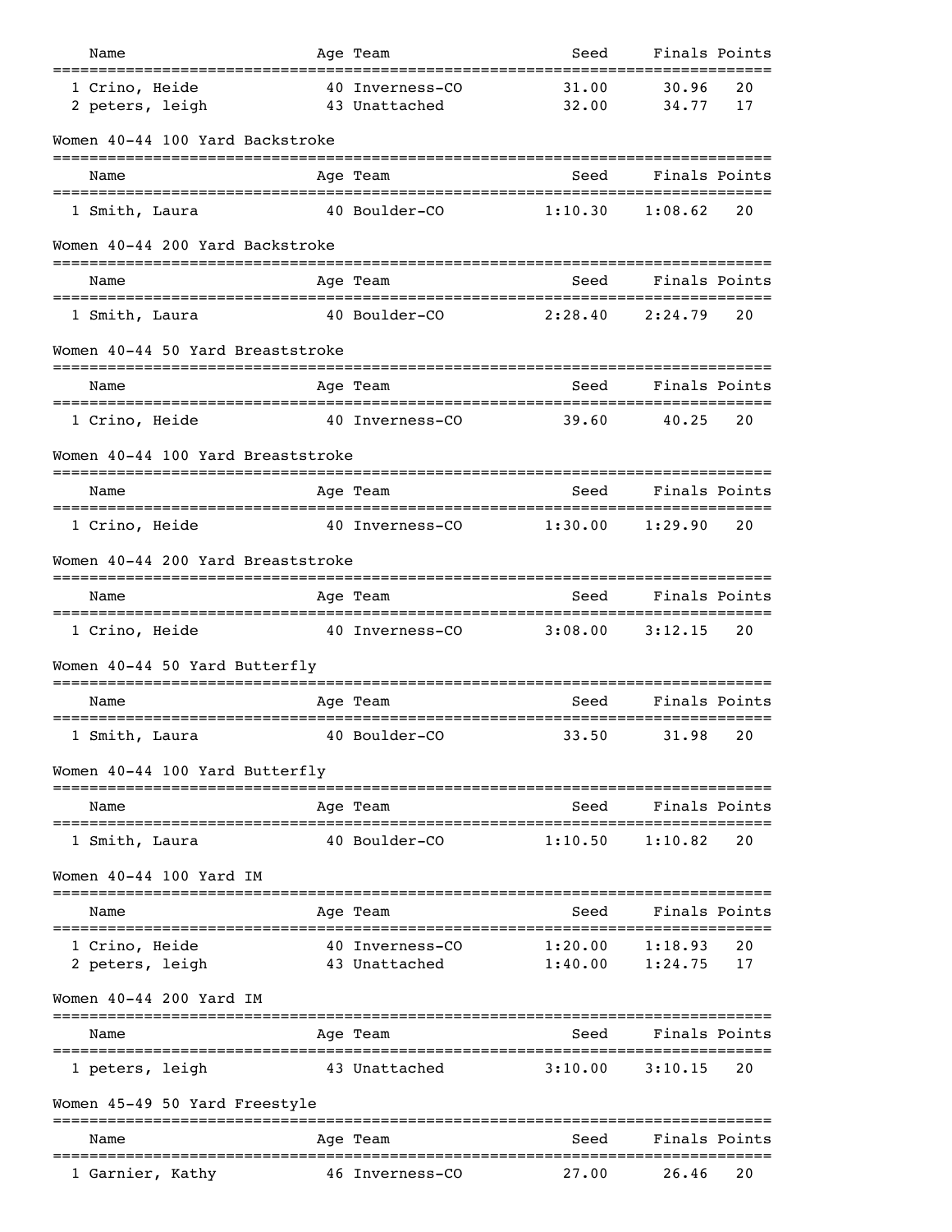| Name | Age | Team | Seed | Finals | Points |
|---|---|---|---|---|---|
| 1 Crino, Heide | 40 | Inverness-CO | 31.00 | 30.96 | 20 |
| 2 peters, leigh | 43 | Unattached | 32.00 | 34.77 | 17 |

## Women 40-44 100 Yard Backstroke

| Name | Age | Team | Seed | Finals | Points |
|---|---|---|---|---|---|
| 1 Smith, Laura | 40 | Boulder-CO | 1:10.30 | 1:08.62 | 20 |

## Women 40-44 200 Yard Backstroke

| Name | Age | Team | Seed | Finals | Points |
|---|---|---|---|---|---|
| 1 Smith, Laura | 40 | Boulder-CO | 2:28.40 | 2:24.79 | 20 |

## Women 40-44 50 Yard Breaststroke

| Name | Age | Team | Seed | Finals | Points |
|---|---|---|---|---|---|
| 1 Crino, Heide | 40 | Inverness-CO | 39.60 | 40.25 | 20 |

## Women 40-44 100 Yard Breaststroke

| Name | Age | Team | Seed | Finals | Points |
|---|---|---|---|---|---|
| 1 Crino, Heide | 40 | Inverness-CO | 1:30.00 | 1:29.90 | 20 |

## Women 40-44 200 Yard Breaststroke

| Name | Age | Team | Seed | Finals | Points |
|---|---|---|---|---|---|
| 1 Crino, Heide | 40 | Inverness-CO | 3:08.00 | 3:12.15 | 20 |

## Women 40-44 50 Yard Butterfly

| Name | Age | Team | Seed | Finals | Points |
|---|---|---|---|---|---|
| 1 Smith, Laura | 40 | Boulder-CO | 33.50 | 31.98 | 20 |

## Women 40-44 100 Yard Butterfly

| Name | Age | Team | Seed | Finals | Points |
|---|---|---|---|---|---|
| 1 Smith, Laura | 40 | Boulder-CO | 1:10.50 | 1:10.82 | 20 |

## Women 40-44 100 Yard IM

| Name | Age | Team | Seed | Finals | Points |
|---|---|---|---|---|---|
| 1 Crino, Heide | 40 | Inverness-CO | 1:20.00 | 1:18.93 | 20 |
| 2 peters, leigh | 43 | Unattached | 1:40.00 | 1:24.75 | 17 |

## Women 40-44 200 Yard IM

| Name | Age | Team | Seed | Finals | Points |
|---|---|---|---|---|---|
| 1 peters, leigh | 43 | Unattached | 3:10.00 | 3:10.15 | 20 |

## Women 45-49 50 Yard Freestyle

| Name | Age | Team | Seed | Finals | Points |
|---|---|---|---|---|---|
| 1 Garnier, Kathy | 46 | Inverness-CO | 27.00 | 26.46 | 20 |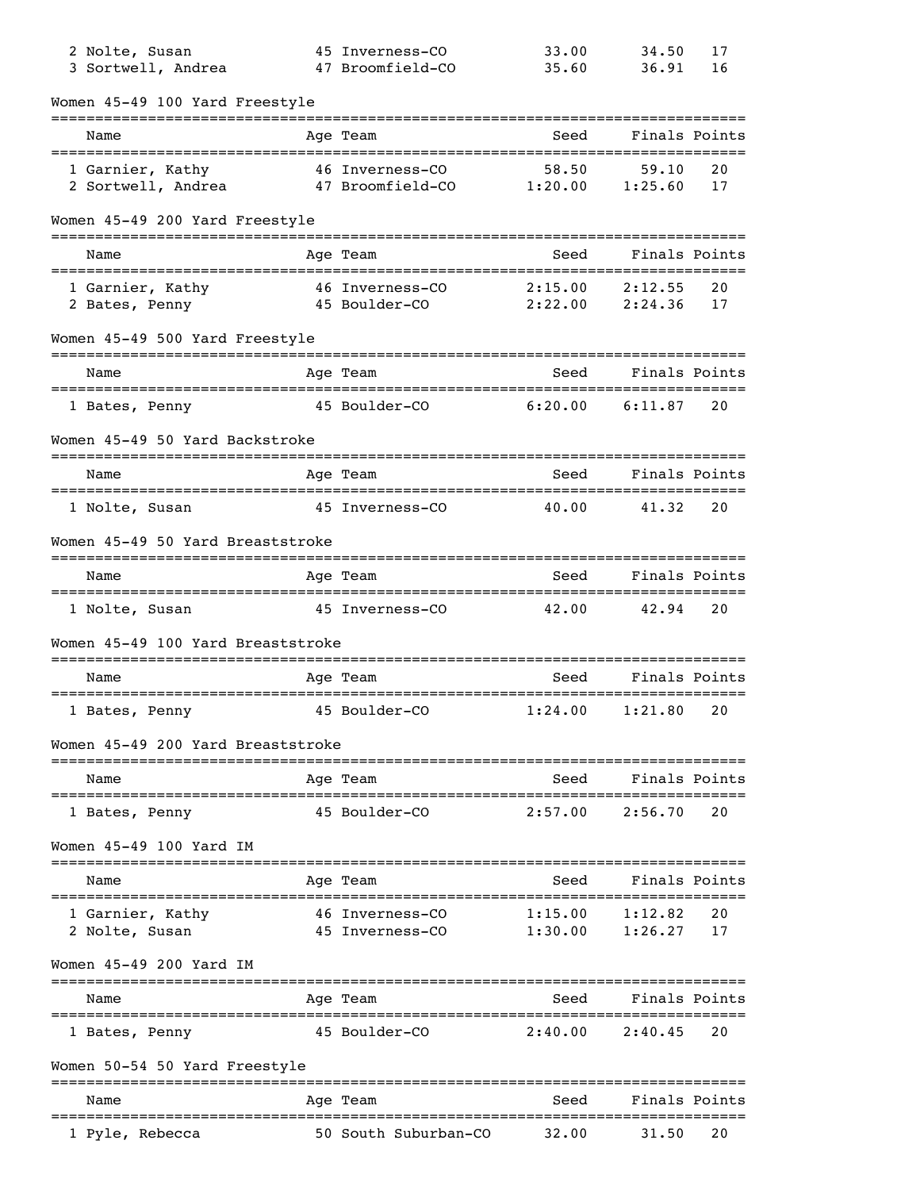| Name | Age | Team | Seed | Finals | Points |
|---|---|---|---|---|---|
| 2 Nolte, Susan | 45 | Inverness-CO | 33.00 | 34.50 | 17 |
| 3 Sortwell, Andrea | 47 | Broomfield-CO | 35.60 | 36.91 | 16 |

## Women 45-49 100 Yard Freestyle

| Name | Age | Team | Seed | Finals | Points |
|---|---|---|---|---|---|
| 1 Garnier, Kathy | 46 | Inverness-CO | 58.50 | 59.10 | 20 |
| 2 Sortwell, Andrea | 47 | Broomfield-CO | 1:20.00 | 1:25.60 | 17 |

## Women 45-49 200 Yard Freestyle

| Name | Age | Team | Seed | Finals | Points |
|---|---|---|---|---|---|
| 1 Garnier, Kathy | 46 | Inverness-CO | 2:15.00 | 2:12.55 | 20 |
| 2 Bates, Penny | 45 | Boulder-CO | 2:22.00 | 2:24.36 | 17 |

## Women 45-49 500 Yard Freestyle

| Name | Age | Team | Seed | Finals | Points |
|---|---|---|---|---|---|
| 1 Bates, Penny | 45 | Boulder-CO | 6:20.00 | 6:11.87 | 20 |

## Women 45-49 50 Yard Backstroke

| Name | Age | Team | Seed | Finals | Points |
|---|---|---|---|---|---|
| 1 Nolte, Susan | 45 | Inverness-CO | 40.00 | 41.32 | 20 |

## Women 45-49 50 Yard Breaststroke

| Name | Age | Team | Seed | Finals | Points |
|---|---|---|---|---|---|
| 1 Nolte, Susan | 45 | Inverness-CO | 42.00 | 42.94 | 20 |

## Women 45-49 100 Yard Breaststroke

| Name | Age | Team | Seed | Finals | Points |
|---|---|---|---|---|---|
| 1 Bates, Penny | 45 | Boulder-CO | 1:24.00 | 1:21.80 | 20 |

## Women 45-49 200 Yard Breaststroke

| Name | Age | Team | Seed | Finals | Points |
|---|---|---|---|---|---|
| 1 Bates, Penny | 45 | Boulder-CO | 2:57.00 | 2:56.70 | 20 |

## Women 45-49 100 Yard IM

| Name | Age | Team | Seed | Finals | Points |
|---|---|---|---|---|---|
| 1 Garnier, Kathy | 46 | Inverness-CO | 1:15.00 | 1:12.82 | 20 |
| 2 Nolte, Susan | 45 | Inverness-CO | 1:30.00 | 1:26.27 | 17 |

## Women 45-49 200 Yard IM

| Name | Age | Team | Seed | Finals | Points |
|---|---|---|---|---|---|
| 1 Bates, Penny | 45 | Boulder-CO | 2:40.00 | 2:40.45 | 20 |

## Women 50-54 50 Yard Freestyle

| Name | Age | Team | Seed | Finals | Points |
|---|---|---|---|---|---|
| 1 Pyle, Rebecca | 50 | South Suburban-CO | 32.00 | 31.50 | 20 |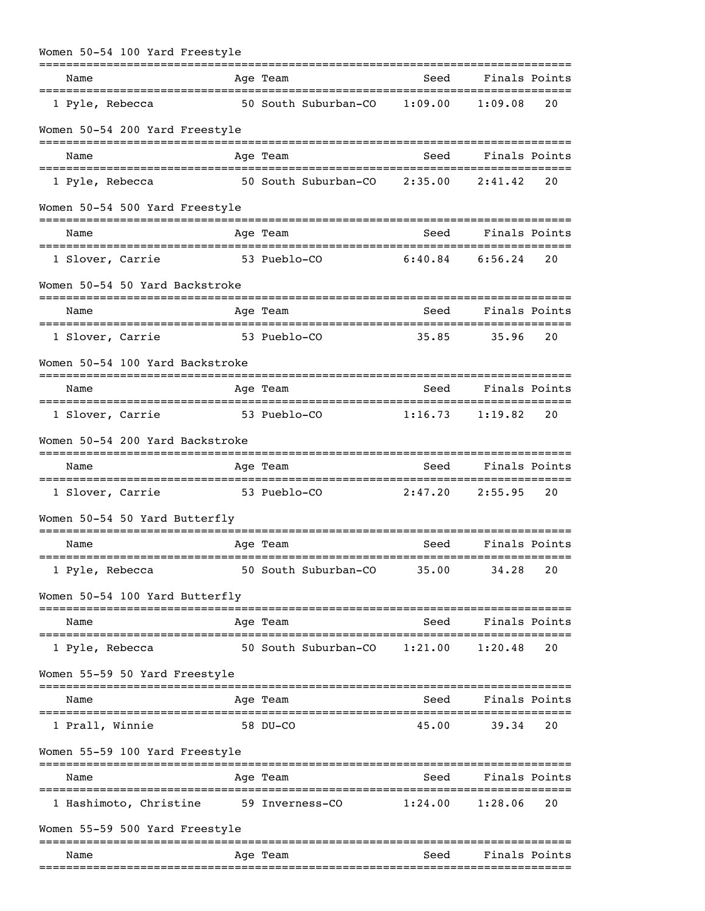## Women 50-54 100 Yard Freestyle

| | Name | Age | Team | Seed | Finals | Points |
|---|---|---|---|---|---|---|
| 1 | Pyle, Rebecca | 50 | South Suburban-CO | 1:09.00 | 1:09.08 | 20 |

## Women 50-54 200 Yard Freestyle

| | Name | Age | Team | Seed | Finals | Points |
|---|---|---|---|---|---|---|
| 1 | Pyle, Rebecca | 50 | South Suburban-CO | 2:35.00 | 2:41.42 | 20 |

## Women 50-54 500 Yard Freestyle

| | Name | Age | Team | Seed | Finals | Points |
|---|---|---|---|---|---|---|
| 1 | Slover, Carrie | 53 | Pueblo-CO | 6:40.84 | 6:56.24 | 20 |

## Women 50-54 50 Yard Backstroke

| | Name | Age | Team | Seed | Finals | Points |
|---|---|---|---|---|---|---|
| 1 | Slover, Carrie | 53 | Pueblo-CO | 35.85 | 35.96 | 20 |

## Women 50-54 100 Yard Backstroke

| | Name | Age | Team | Seed | Finals | Points |
|---|---|---|---|---|---|---|
| 1 | Slover, Carrie | 53 | Pueblo-CO | 1:16.73 | 1:19.82 | 20 |

## Women 50-54 200 Yard Backstroke

| | Name | Age | Team | Seed | Finals | Points |
|---|---|---|---|---|---|---|
| 1 | Slover, Carrie | 53 | Pueblo-CO | 2:47.20 | 2:55.95 | 20 |

## Women 50-54 50 Yard Butterfly

| | Name | Age | Team | Seed | Finals | Points |
|---|---|---|---|---|---|---|
| 1 | Pyle, Rebecca | 50 | South Suburban-CO | 35.00 | 34.28 | 20 |

## Women 50-54 100 Yard Butterfly

| | Name | Age | Team | Seed | Finals | Points |
|---|---|---|---|---|---|---|
| 1 | Pyle, Rebecca | 50 | South Suburban-CO | 1:21.00 | 1:20.48 | 20 |

## Women 55-59 50 Yard Freestyle

| | Name | Age | Team | Seed | Finals | Points |
|---|---|---|---|---|---|---|
| 1 | Prall, Winnie | 58 | DU-CO | 45.00 | 39.34 | 20 |

## Women 55-59 100 Yard Freestyle

| | Name | Age | Team | Seed | Finals | Points |
|---|---|---|---|---|---|---|
| 1 | Hashimoto, Christine | 59 | Inverness-CO | 1:24.00 | 1:28.06 | 20 |

## Women 55-59 500 Yard Freestyle

| | Name | Age | Team | Seed | Finals | Points |
|---|---|---|---|---|---|---|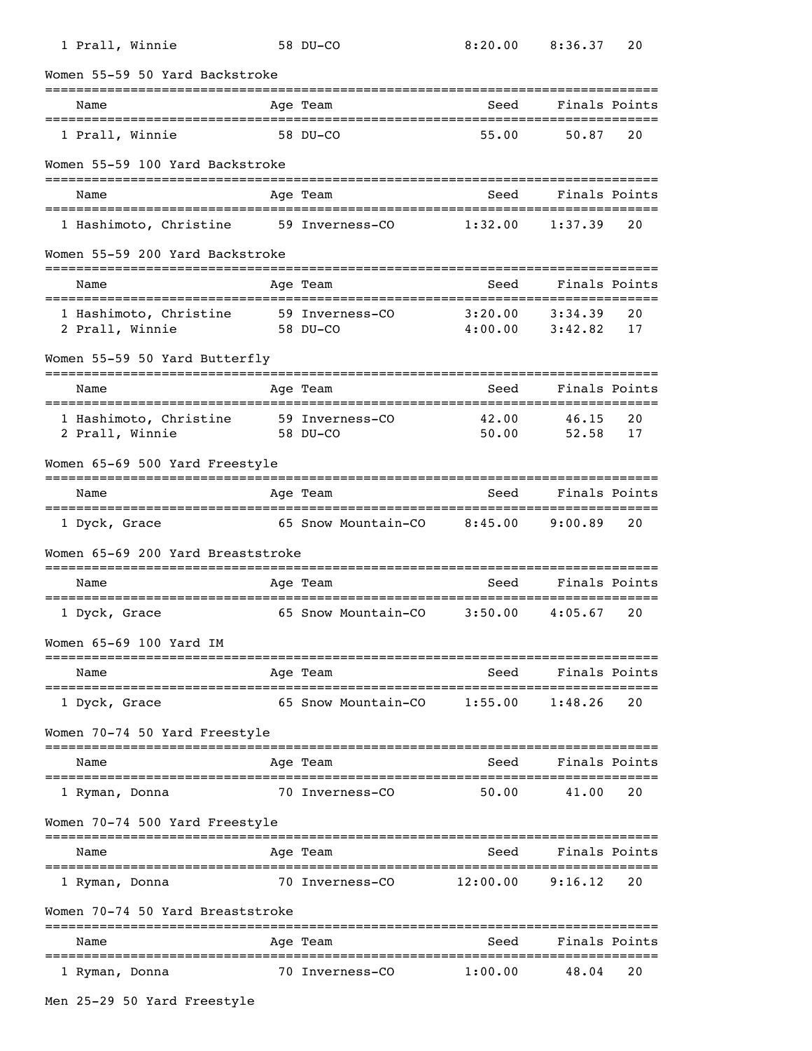| Name | Age | Team | Seed | Finals | Points |
|---|---|---|---|---|---|
| 1 Prall, Winnie | 58 | DU-CO | 8:20.00 | 8:36.37 | 20 |

Women 55-59 50 Yard Backstroke

| Name | Age | Team | Seed | Finals | Points |
|---|---|---|---|---|---|
| 1 Prall, Winnie | 58 | DU-CO | 55.00 | 50.87 | 20 |

Women 55-59 100 Yard Backstroke

| Name | Age | Team | Seed | Finals | Points |
|---|---|---|---|---|---|
| 1 Hashimoto, Christine | 59 | Inverness-CO | 1:32.00 | 1:37.39 | 20 |

Women 55-59 200 Yard Backstroke

| Name | Age | Team | Seed | Finals | Points |
|---|---|---|---|---|---|
| 1 Hashimoto, Christine | 59 | Inverness-CO | 3:20.00 | 3:34.39 | 20 |
| 2 Prall, Winnie | 58 | DU-CO | 4:00.00 | 3:42.82 | 17 |

Women 55-59 50 Yard Butterfly

| Name | Age | Team | Seed | Finals | Points |
|---|---|---|---|---|---|
| 1 Hashimoto, Christine | 59 | Inverness-CO | 42.00 | 46.15 | 20 |
| 2 Prall, Winnie | 58 | DU-CO | 50.00 | 52.58 | 17 |

Women 65-69 500 Yard Freestyle

| Name | Age | Team | Seed | Finals | Points |
|---|---|---|---|---|---|
| 1 Dyck, Grace | 65 | Snow Mountain-CO | 8:45.00 | 9:00.89 | 20 |

Women 65-69 200 Yard Breaststroke

| Name | Age | Team | Seed | Finals | Points |
|---|---|---|---|---|---|
| 1 Dyck, Grace | 65 | Snow Mountain-CO | 3:50.00 | 4:05.67 | 20 |

Women 65-69 100 Yard IM

| Name | Age | Team | Seed | Finals | Points |
|---|---|---|---|---|---|
| 1 Dyck, Grace | 65 | Snow Mountain-CO | 1:55.00 | 1:48.26 | 20 |

Women 70-74 50 Yard Freestyle

| Name | Age | Team | Seed | Finals | Points |
|---|---|---|---|---|---|
| 1 Ryman, Donna | 70 | Inverness-CO | 50.00 | 41.00 | 20 |

Women 70-74 500 Yard Freestyle

| Name | Age | Team | Seed | Finals | Points |
|---|---|---|---|---|---|
| 1 Ryman, Donna | 70 | Inverness-CO | 12:00.00 | 9:16.12 | 20 |

Women 70-74 50 Yard Breaststroke

| Name | Age | Team | Seed | Finals | Points |
|---|---|---|---|---|---|
| 1 Ryman, Donna | 70 | Inverness-CO | 1:00.00 | 48.04 | 20 |

Men 25-29 50 Yard Freestyle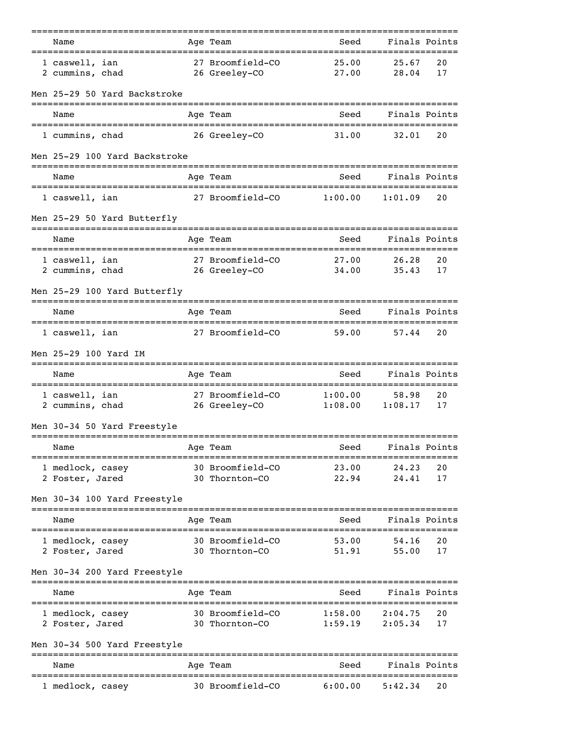| | Name | Age | Team | Seed | Finals | Points |
|---|---|---|---|---|---|---|
| 1 | caswell, ian | 27 | Broomfield-CO | 25.00 | 25.67 | 20 |
| 2 | cummins, chad | 26 | Greeley-CO | 27.00 | 28.04 | 17 |

## Men 25-29 50 Yard Backstroke

| | Name | Age | Team | Seed | Finals | Points |
|---|---|---|---|---|---|---|
| 1 | cummins, chad | 26 | Greeley-CO | 31.00 | 32.01 | 20 |

## Men 25-29 100 Yard Backstroke

| | Name | Age | Team | Seed | Finals | Points |
|---|---|---|---|---|---|---|
| 1 | caswell, ian | 27 | Broomfield-CO | 1:00.00 | 1:01.09 | 20 |

## Men 25-29 50 Yard Butterfly

| | Name | Age | Team | Seed | Finals | Points |
|---|---|---|---|---|---|---|
| 1 | caswell, ian | 27 | Broomfield-CO | 27.00 | 26.28 | 20 |
| 2 | cummins, chad | 26 | Greeley-CO | 34.00 | 35.43 | 17 |

## Men 25-29 100 Yard Butterfly

| | Name | Age | Team | Seed | Finals | Points |
|---|---|---|---|---|---|---|
| 1 | caswell, ian | 27 | Broomfield-CO | 59.00 | 57.44 | 20 |

## Men 25-29 100 Yard IM

| | Name | Age | Team | Seed | Finals | Points |
|---|---|---|---|---|---|---|
| 1 | caswell, ian | 27 | Broomfield-CO | 1:00.00 | 58.98 | 20 |
| 2 | cummins, chad | 26 | Greeley-CO | 1:08.00 | 1:08.17 | 17 |

## Men 30-34 50 Yard Freestyle

| | Name | Age | Team | Seed | Finals | Points |
|---|---|---|---|---|---|---|
| 1 | medlock, casey | 30 | Broomfield-CO | 23.00 | 24.23 | 20 |
| 2 | Foster, Jared | 30 | Thornton-CO | 22.94 | 24.41 | 17 |

## Men 30-34 100 Yard Freestyle

| | Name | Age | Team | Seed | Finals | Points |
|---|---|---|---|---|---|---|
| 1 | medlock, casey | 30 | Broomfield-CO | 53.00 | 54.16 | 20 |
| 2 | Foster, Jared | 30 | Thornton-CO | 51.91 | 55.00 | 17 |

## Men 30-34 200 Yard Freestyle

| | Name | Age | Team | Seed | Finals | Points |
|---|---|---|---|---|---|---|
| 1 | medlock, casey | 30 | Broomfield-CO | 1:58.00 | 2:04.75 | 20 |
| 2 | Foster, Jared | 30 | Thornton-CO | 1:59.19 | 2:05.34 | 17 |

## Men 30-34 500 Yard Freestyle

| | Name | Age | Team | Seed | Finals | Points |
|---|---|---|---|---|---|---|
| 1 | medlock, casey | 30 | Broomfield-CO | 6:00.00 | 5:42.34 | 20 |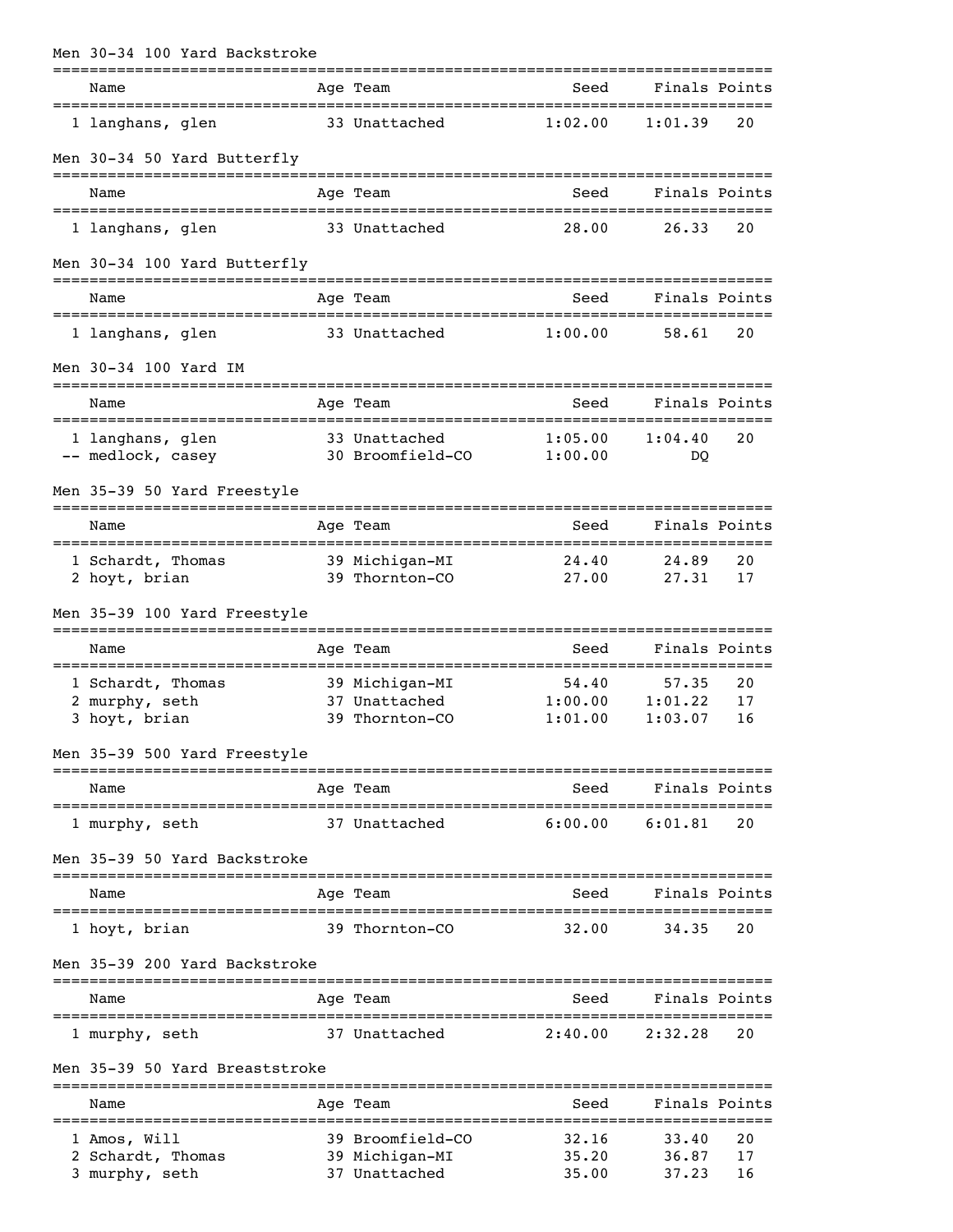## Men 30-34 100 Yard Backstroke

| Name | Age | Team | Seed | Finals | Points |
|---|---|---|---|---|---|
| 1 langhans, glen | 33 | Unattached | 1:02.00 | 1:01.39 | 20 |

## Men 30-34 50 Yard Butterfly

| Name | Age | Team | Seed | Finals | Points |
|---|---|---|---|---|---|
| 1 langhans, glen | 33 | Unattached | 28.00 | 26.33 | 20 |

## Men 30-34 100 Yard Butterfly

| Name | Age | Team | Seed | Finals | Points |
|---|---|---|---|---|---|
| 1 langhans, glen | 33 | Unattached | 1:00.00 | 58.61 | 20 |

## Men 30-34 100 Yard IM

| Name | Age | Team | Seed | Finals | Points |
|---|---|---|---|---|---|
| 1 langhans, glen | 33 | Unattached | 1:05.00 | 1:04.40 | 20 |
| -- medlock, casey | 30 | Broomfield-CO | 1:00.00 | DQ | |

## Men 35-39 50 Yard Freestyle

| Name | Age | Team | Seed | Finals | Points |
|---|---|---|---|---|---|
| 1 Schardt, Thomas | 39 | Michigan-MI | 24.40 | 24.89 | 20 |
| 2 hoyt, brian | 39 | Thornton-CO | 27.00 | 27.31 | 17 |

## Men 35-39 100 Yard Freestyle

| Name | Age | Team | Seed | Finals | Points |
|---|---|---|---|---|---|
| 1 Schardt, Thomas | 39 | Michigan-MI | 54.40 | 57.35 | 20 |
| 2 murphy, seth | 37 | Unattached | 1:00.00 | 1:01.22 | 17 |
| 3 hoyt, brian | 39 | Thornton-CO | 1:01.00 | 1:03.07 | 16 |

## Men 35-39 500 Yard Freestyle

| Name | Age | Team | Seed | Finals | Points |
|---|---|---|---|---|---|
| 1 murphy, seth | 37 | Unattached | 6:00.00 | 6:01.81 | 20 |

## Men 35-39 50 Yard Backstroke

| Name | Age | Team | Seed | Finals | Points |
|---|---|---|---|---|---|
| 1 hoyt, brian | 39 | Thornton-CO | 32.00 | 34.35 | 20 |

## Men 35-39 200 Yard Backstroke

| Name | Age | Team | Seed | Finals | Points |
|---|---|---|---|---|---|
| 1 murphy, seth | 37 | Unattached | 2:40.00 | 2:32.28 | 20 |

## Men 35-39 50 Yard Breaststroke

| Name | Age | Team | Seed | Finals | Points |
|---|---|---|---|---|---|
| 1 Amos, Will | 39 | Broomfield-CO | 32.16 | 33.40 | 20 |
| 2 Schardt, Thomas | 39 | Michigan-MI | 35.20 | 36.87 | 17 |
| 3 murphy, seth | 37 | Unattached | 35.00 | 37.23 | 16 |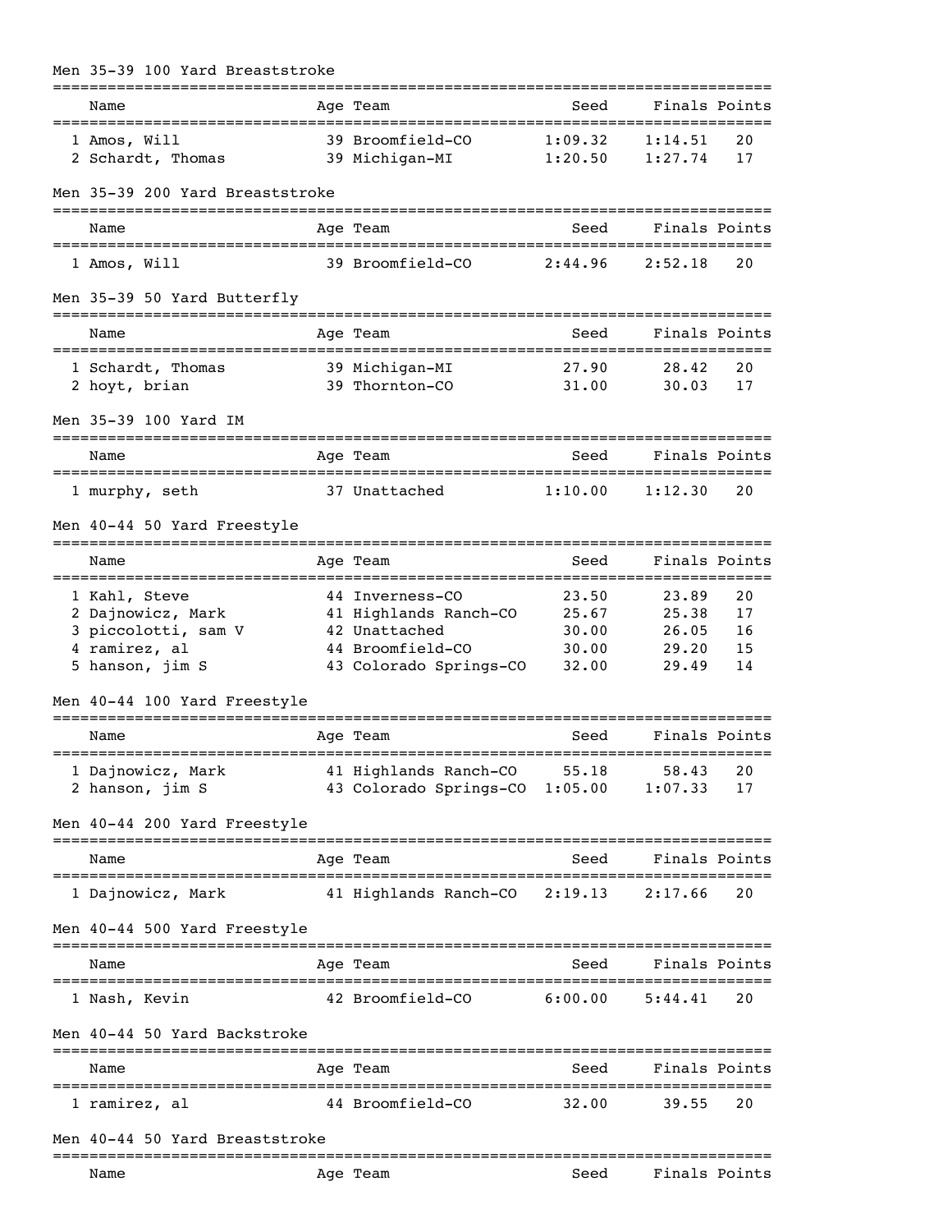### Men 35-39 100 Yard Breaststroke

| | Name | Age | Team | Seed | Finals | Points |
|---|---|---|---|---|---|---|
| 1 | Amos, Will | 39 | Broomfield-CO | 1:09.32 | 1:14.51 | 20 |
| 2 | Schardt, Thomas | 39 | Michigan-MI | 1:20.50 | 1:27.74 | 17 |

### Men 35-39 200 Yard Breaststroke

| | Name | Age | Team | Seed | Finals | Points |
|---|---|---|---|---|---|---|
| 1 | Amos, Will | 39 | Broomfield-CO | 2:44.96 | 2:52.18 | 20 |

### Men 35-39 50 Yard Butterfly

| | Name | Age | Team | Seed | Finals | Points |
|---|---|---|---|---|---|---|
| 1 | Schardt, Thomas | 39 | Michigan-MI | 27.90 | 28.42 | 20 |
| 2 | hoyt, brian | 39 | Thornton-CO | 31.00 | 30.03 | 17 |

### Men 35-39 100 Yard IM

| | Name | Age | Team | Seed | Finals | Points |
|---|---|---|---|---|---|---|
| 1 | murphy, seth | 37 | Unattached | 1:10.00 | 1:12.30 | 20 |

### Men 40-44 50 Yard Freestyle

| | Name | Age | Team | Seed | Finals | Points |
|---|---|---|---|---|---|---|
| 1 | Kahl, Steve | 44 | Inverness-CO | 23.50 | 23.89 | 20 |
| 2 | Dajnowicz, Mark | 41 | Highlands Ranch-CO | 25.67 | 25.38 | 17 |
| 3 | piccolotti, sam V | 42 | Unattached | 30.00 | 26.05 | 16 |
| 4 | ramirez, al | 44 | Broomfield-CO | 30.00 | 29.20 | 15 |
| 5 | hanson, jim S | 43 | Colorado Springs-CO | 32.00 | 29.49 | 14 |

### Men 40-44 100 Yard Freestyle

| | Name | Age | Team | Seed | Finals | Points |
|---|---|---|---|---|---|---|
| 1 | Dajnowicz, Mark | 41 | Highlands Ranch-CO | 55.18 | 58.43 | 20 |
| 2 | hanson, jim S | 43 | Colorado Springs-CO | 1:05.00 | 1:07.33 | 17 |

### Men 40-44 200 Yard Freestyle

| | Name | Age | Team | Seed | Finals | Points |
|---|---|---|---|---|---|---|
| 1 | Dajnowicz, Mark | 41 | Highlands Ranch-CO | 2:19.13 | 2:17.66 | 20 |

### Men 40-44 500 Yard Freestyle

| | Name | Age | Team | Seed | Finals | Points |
|---|---|---|---|---|---|---|
| 1 | Nash, Kevin | 42 | Broomfield-CO | 6:00.00 | 5:44.41 | 20 |

### Men 40-44 50 Yard Backstroke

| | Name | Age | Team | Seed | Finals | Points |
|---|---|---|---|---|---|---|
| 1 | ramirez, al | 44 | Broomfield-CO | 32.00 | 39.55 | 20 |

### Men 40-44 50 Yard Breaststroke

| | Name | Age | Team | Seed | Finals | Points |
|---|---|---|---|---|---|---|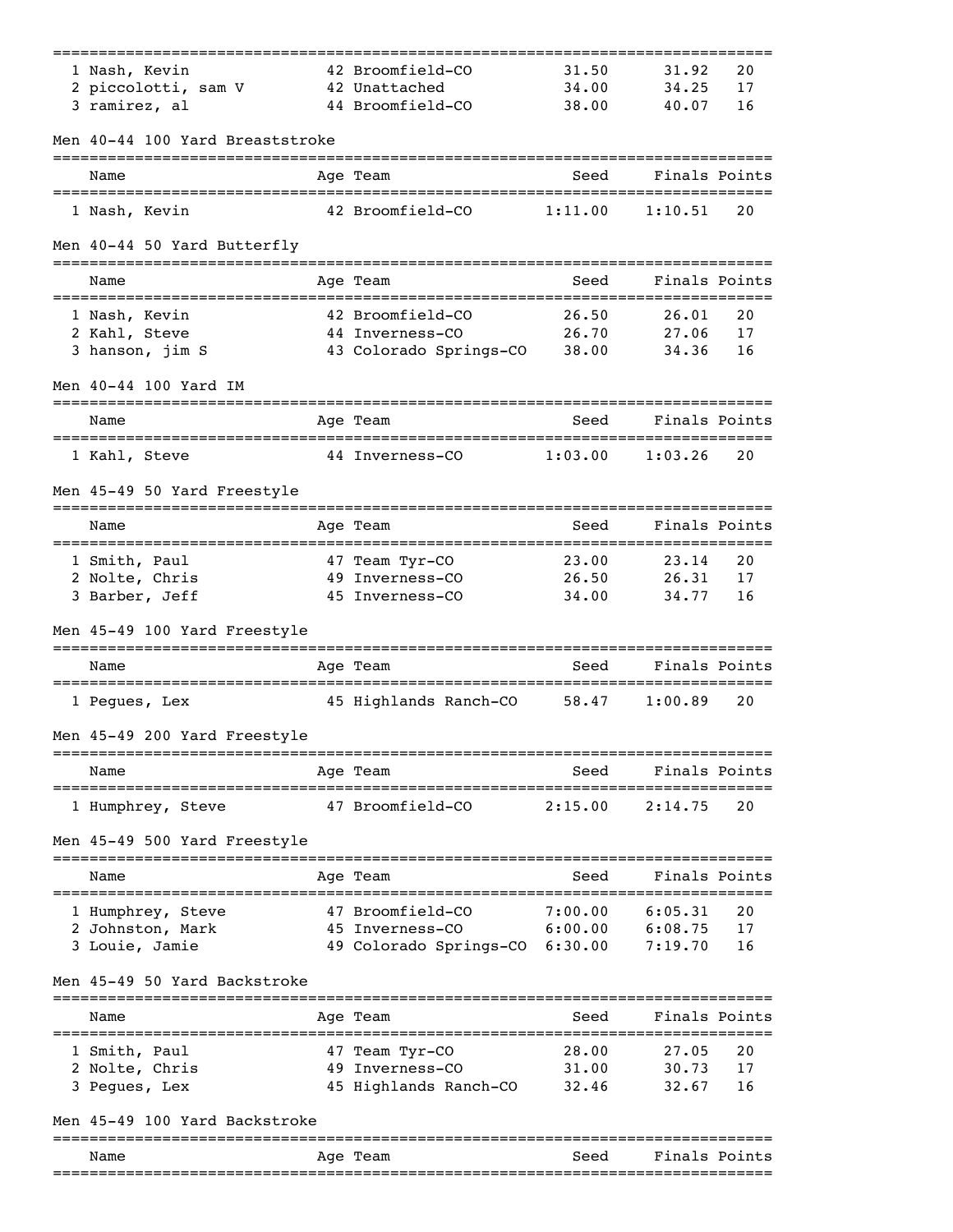| | Name | Age | Team | Seed | Finals | Points |
|---|---|---|---|---|---|---|
| 1 | Nash, Kevin | 42 | Broomfield-CO | 31.50 | 31.92 | 20 |
| 2 | piccolotti, sam V | 42 | Unattached | 34.00 | 34.25 | 17 |
| 3 | ramirez, al | 44 | Broomfield-CO | 38.00 | 40.07 | 16 |

### Men 40-44 100 Yard Breaststroke

| | Name | Age | Team | Seed | Finals | Points |
|---|---|---|---|---|---|---|
| 1 | Nash, Kevin | 42 | Broomfield-CO | 1:11.00 | 1:10.51 | 20 |

### Men 40-44 50 Yard Butterfly

| | Name | Age | Team | Seed | Finals | Points |
|---|---|---|---|---|---|---|
| 1 | Nash, Kevin | 42 | Broomfield-CO | 26.50 | 26.01 | 20 |
| 2 | Kahl, Steve | 44 | Inverness-CO | 26.70 | 27.06 | 17 |
| 3 | hanson, jim S | 43 | Colorado Springs-CO | 38.00 | 34.36 | 16 |

### Men 40-44 100 Yard IM

| | Name | Age | Team | Seed | Finals | Points |
|---|---|---|---|---|---|---|
| 1 | Kahl, Steve | 44 | Inverness-CO | 1:03.00 | 1:03.26 | 20 |

### Men 45-49 50 Yard Freestyle

| | Name | Age | Team | Seed | Finals | Points |
|---|---|---|---|---|---|---|
| 1 | Smith, Paul | 47 | Team Tyr-CO | 23.00 | 23.14 | 20 |
| 2 | Nolte, Chris | 49 | Inverness-CO | 26.50 | 26.31 | 17 |
| 3 | Barber, Jeff | 45 | Inverness-CO | 34.00 | 34.77 | 16 |

### Men 45-49 100 Yard Freestyle

| | Name | Age | Team | Seed | Finals | Points |
|---|---|---|---|---|---|---|
| 1 | Pegues, Lex | 45 | Highlands Ranch-CO | 58.47 | 1:00.89 | 20 |

### Men 45-49 200 Yard Freestyle

| | Name | Age | Team | Seed | Finals | Points |
|---|---|---|---|---|---|---|
| 1 | Humphrey, Steve | 47 | Broomfield-CO | 2:15.00 | 2:14.75 | 20 |

### Men 45-49 500 Yard Freestyle

| | Name | Age | Team | Seed | Finals | Points |
|---|---|---|---|---|---|---|
| 1 | Humphrey, Steve | 47 | Broomfield-CO | 7:00.00 | 6:05.31 | 20 |
| 2 | Johnston, Mark | 45 | Inverness-CO | 6:00.00 | 6:08.75 | 17 |
| 3 | Louie, Jamie | 49 | Colorado Springs-CO | 6:30.00 | 7:19.70 | 16 |

### Men 45-49 50 Yard Backstroke

| | Name | Age | Team | Seed | Finals | Points |
|---|---|---|---|---|---|---|
| 1 | Smith, Paul | 47 | Team Tyr-CO | 28.00 | 27.05 | 20 |
| 2 | Nolte, Chris | 49 | Inverness-CO | 31.00 | 30.73 | 17 |
| 3 | Pegues, Lex | 45 | Highlands Ranch-CO | 32.46 | 32.67 | 16 |

### Men 45-49 100 Yard Backstroke

| | Name | Age | Team | Seed | Finals | Points |
|---|---|---|---|---|---|---|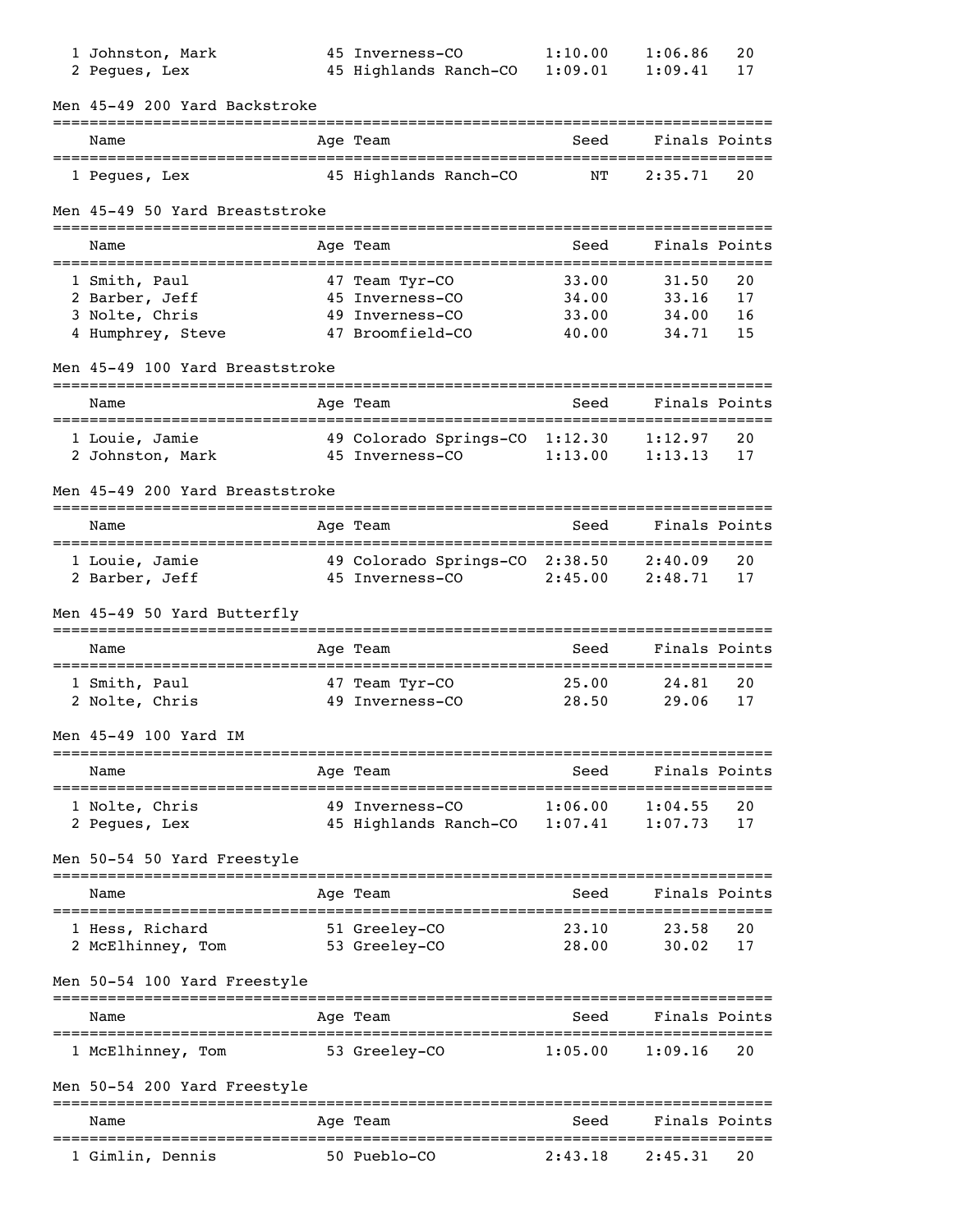| Name | Age | Team | Seed | Finals | Points |
|---|---|---|---|---|---|
| 1 Johnston, Mark | 45 | Inverness-CO | 1:10.00 | 1:06.86 | 20 |
| 2 Pegues, Lex | 45 | Highlands Ranch-CO | 1:09.01 | 1:09.41 | 17 |

Men 45-49 200 Yard Backstroke

| Name | Age | Team | Seed | Finals | Points |
|---|---|---|---|---|---|
| 1 Pegues, Lex | 45 | Highlands Ranch-CO | NT | 2:35.71 | 20 |

Men 45-49 50 Yard Breaststroke

| Name | Age | Team | Seed | Finals | Points |
|---|---|---|---|---|---|
| 1 Smith, Paul | 47 | Team Tyr-CO | 33.00 | 31.50 | 20 |
| 2 Barber, Jeff | 45 | Inverness-CO | 34.00 | 33.16 | 17 |
| 3 Nolte, Chris | 49 | Inverness-CO | 33.00 | 34.00 | 16 |
| 4 Humphrey, Steve | 47 | Broomfield-CO | 40.00 | 34.71 | 15 |

Men 45-49 100 Yard Breaststroke

| Name | Age | Team | Seed | Finals | Points |
|---|---|---|---|---|---|
| 1 Louie, Jamie | 49 | Colorado Springs-CO | 1:12.30 | 1:12.97 | 20 |
| 2 Johnston, Mark | 45 | Inverness-CO | 1:13.00 | 1:13.13 | 17 |

Men 45-49 200 Yard Breaststroke

| Name | Age | Team | Seed | Finals | Points |
|---|---|---|---|---|---|
| 1 Louie, Jamie | 49 | Colorado Springs-CO | 2:38.50 | 2:40.09 | 20 |
| 2 Barber, Jeff | 45 | Inverness-CO | 2:45.00 | 2:48.71 | 17 |

Men 45-49 50 Yard Butterfly

| Name | Age | Team | Seed | Finals | Points |
|---|---|---|---|---|---|
| 1 Smith, Paul | 47 | Team Tyr-CO | 25.00 | 24.81 | 20 |
| 2 Nolte, Chris | 49 | Inverness-CO | 28.50 | 29.06 | 17 |

Men 45-49 100 Yard IM

| Name | Age | Team | Seed | Finals | Points |
|---|---|---|---|---|---|
| 1 Nolte, Chris | 49 | Inverness-CO | 1:06.00 | 1:04.55 | 20 |
| 2 Pegues, Lex | 45 | Highlands Ranch-CO | 1:07.41 | 1:07.73 | 17 |

Men 50-54 50 Yard Freestyle

| Name | Age | Team | Seed | Finals | Points |
|---|---|---|---|---|---|
| 1 Hess, Richard | 51 | Greeley-CO | 23.10 | 23.58 | 20 |
| 2 McElhinney, Tom | 53 | Greeley-CO | 28.00 | 30.02 | 17 |

Men 50-54 100 Yard Freestyle

| Name | Age | Team | Seed | Finals | Points |
|---|---|---|---|---|---|
| 1 McElhinney, Tom | 53 | Greeley-CO | 1:05.00 | 1:09.16 | 20 |

Men 50-54 200 Yard Freestyle

| Name | Age | Team | Seed | Finals | Points |
|---|---|---|---|---|---|
| 1 Gimlin, Dennis | 50 | Pueblo-CO | 2:43.18 | 2:45.31 | 20 |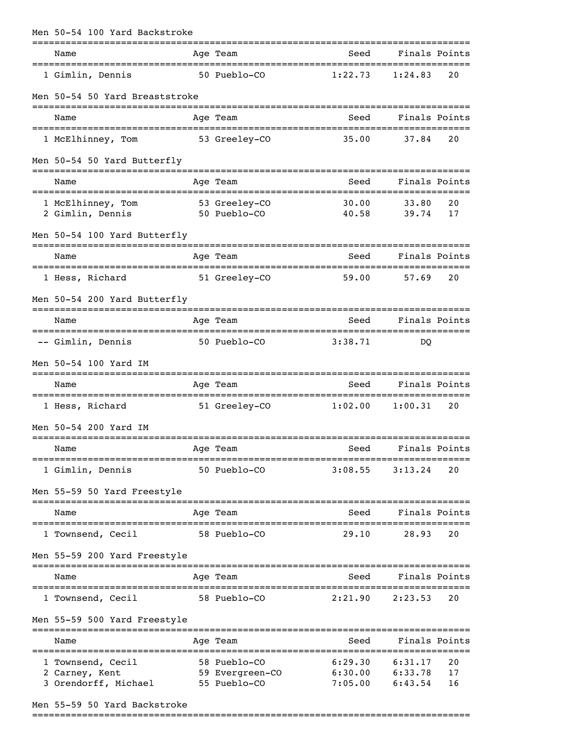### Men 50-54 100 Yard Backstroke

| | Name | Age | Team | Seed | Finals | Points |
|---|---|---|---|---|---|---|
| 1 | Gimlin, Dennis | 50 | Pueblo-CO | 1:22.73 | 1:24.83 | 20 |

### Men 50-54 50 Yard Breaststroke

| | Name | Age | Team | Seed | Finals | Points |
|---|---|---|---|---|---|---|
| 1 | McElhinney, Tom | 53 | Greeley-CO | 35.00 | 37.84 | 20 |

### Men 50-54 50 Yard Butterfly

| | Name | Age | Team | Seed | Finals | Points |
|---|---|---|---|---|---|---|
| 1 | McElhinney, Tom | 53 | Greeley-CO | 30.00 | 33.80 | 20 |
| 2 | Gimlin, Dennis | 50 | Pueblo-CO | 40.58 | 39.74 | 17 |

### Men 50-54 100 Yard Butterfly

| | Name | Age | Team | Seed | Finals | Points |
|---|---|---|---|---|---|---|
| 1 | Hess, Richard | 51 | Greeley-CO | 59.00 | 57.69 | 20 |

### Men 50-54 200 Yard Butterfly

| | Name | Age | Team | Seed | Finals | Points |
|---|---|---|---|---|---|---|
| -- | Gimlin, Dennis | 50 | Pueblo-CO | 3:38.71 | DQ | |

### Men 50-54 100 Yard IM

| | Name | Age | Team | Seed | Finals | Points |
|---|---|---|---|---|---|---|
| 1 | Hess, Richard | 51 | Greeley-CO | 1:02.00 | 1:00.31 | 20 |

### Men 50-54 200 Yard IM

| | Name | Age | Team | Seed | Finals | Points |
|---|---|---|---|---|---|---|
| 1 | Gimlin, Dennis | 50 | Pueblo-CO | 3:08.55 | 3:13.24 | 20 |

### Men 55-59 50 Yard Freestyle

| | Name | Age | Team | Seed | Finals | Points |
|---|---|---|---|---|---|---|
| 1 | Townsend, Cecil | 58 | Pueblo-CO | 29.10 | 28.93 | 20 |

### Men 55-59 200 Yard Freestyle

| | Name | Age | Team | Seed | Finals | Points |
|---|---|---|---|---|---|---|
| 1 | Townsend, Cecil | 58 | Pueblo-CO | 2:21.90 | 2:23.53 | 20 |

### Men 55-59 500 Yard Freestyle

| | Name | Age | Team | Seed | Finals | Points |
|---|---|---|---|---|---|---|
| 1 | Townsend, Cecil | 58 | Pueblo-CO | 6:29.30 | 6:31.17 | 20 |
| 2 | Carney, Kent | 59 | Evergreen-CO | 6:30.00 | 6:33.78 | 17 |
| 3 | Orendorff, Michael | 55 | Pueblo-CO | 7:05.00 | 6:43.54 | 16 |

### Men 55-59 50 Yard Backstroke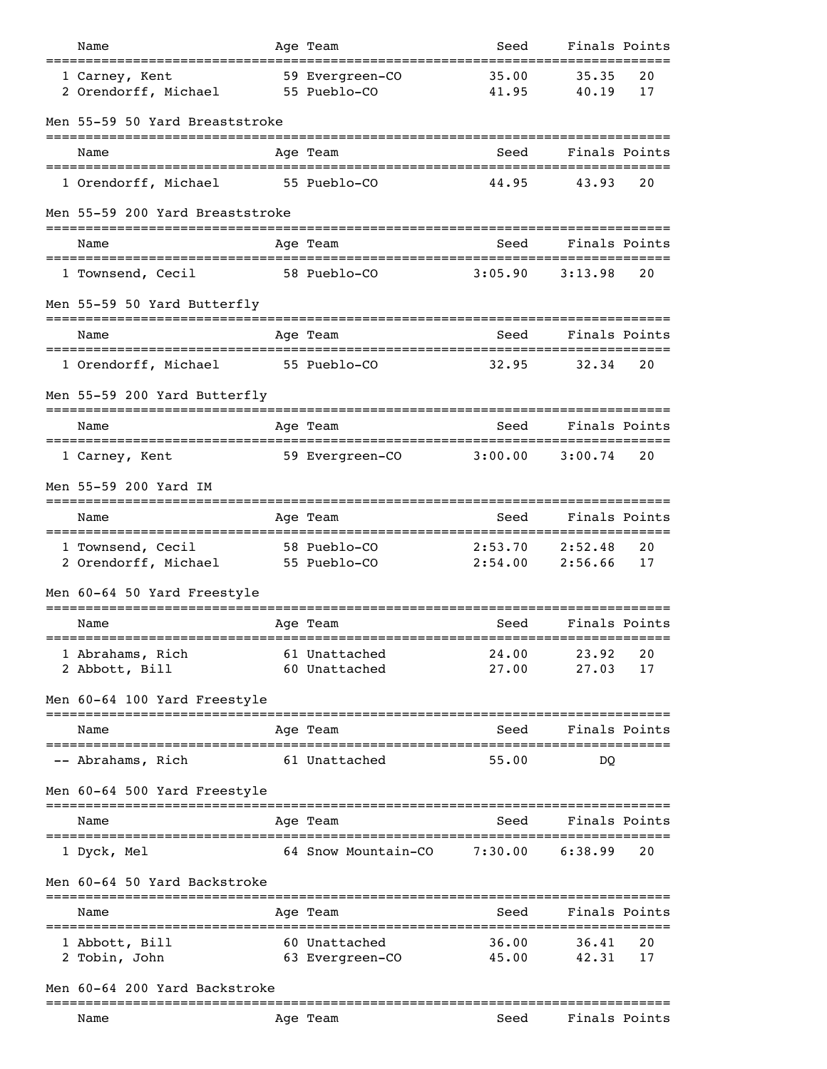| | Name | Age | Team | Seed | Finals | Points |
|---|---|---|---|---|---|---|
| 1 | Carney, Kent | 59 | Evergreen-CO | 35.00 | 35.35 | 20 |
| 2 | Orendorff, Michael | 55 | Pueblo-CO | 41.95 | 40.19 | 17 |

### Men 55-59 50 Yard Breaststroke

| | Name | Age | Team | Seed | Finals | Points |
|---|---|---|---|---|---|---|
| 1 | Orendorff, Michael | 55 | Pueblo-CO | 44.95 | 43.93 | 20 |

### Men 55-59 200 Yard Breaststroke

| | Name | Age | Team | Seed | Finals | Points |
|---|---|---|---|---|---|---|
| 1 | Townsend, Cecil | 58 | Pueblo-CO | 3:05.90 | 3:13.98 | 20 |

### Men 55-59 50 Yard Butterfly

| | Name | Age | Team | Seed | Finals | Points |
|---|---|---|---|---|---|---|
| 1 | Orendorff, Michael | 55 | Pueblo-CO | 32.95 | 32.34 | 20 |

### Men 55-59 200 Yard Butterfly

| | Name | Age | Team | Seed | Finals | Points |
|---|---|---|---|---|---|---|
| 1 | Carney, Kent | 59 | Evergreen-CO | 3:00.00 | 3:00.74 | 20 |

### Men 55-59 200 Yard IM

| | Name | Age | Team | Seed | Finals | Points |
|---|---|---|---|---|---|---|
| 1 | Townsend, Cecil | 58 | Pueblo-CO | 2:53.70 | 2:52.48 | 20 |
| 2 | Orendorff, Michael | 55 | Pueblo-CO | 2:54.00 | 2:56.66 | 17 |

### Men 60-64 50 Yard Freestyle

| | Name | Age | Team | Seed | Finals | Points |
|---|---|---|---|---|---|---|
| 1 | Abrahams, Rich | 61 | Unattached | 24.00 | 23.92 | 20 |
| 2 | Abbott, Bill | 60 | Unattached | 27.00 | 27.03 | 17 |

### Men 60-64 100 Yard Freestyle

| | Name | Age | Team | Seed | Finals | Points |
|---|---|---|---|---|---|---|
| -- | Abrahams, Rich | 61 | Unattached | 55.00 | DQ | |

### Men 60-64 500 Yard Freestyle

| | Name | Age | Team | Seed | Finals | Points |
|---|---|---|---|---|---|---|
| 1 | Dyck, Mel | 64 | Snow Mountain-CO | 7:30.00 | 6:38.99 | 20 |

### Men 60-64 50 Yard Backstroke

| | Name | Age | Team | Seed | Finals | Points |
|---|---|---|---|---|---|---|
| 1 | Abbott, Bill | 60 | Unattached | 36.00 | 36.41 | 20 |
| 2 | Tobin, John | 63 | Evergreen-CO | 45.00 | 42.31 | 17 |

### Men 60-64 200 Yard Backstroke

| | Name | Age | Team | Seed | Finals | Points |
|---|---|---|---|---|---|---|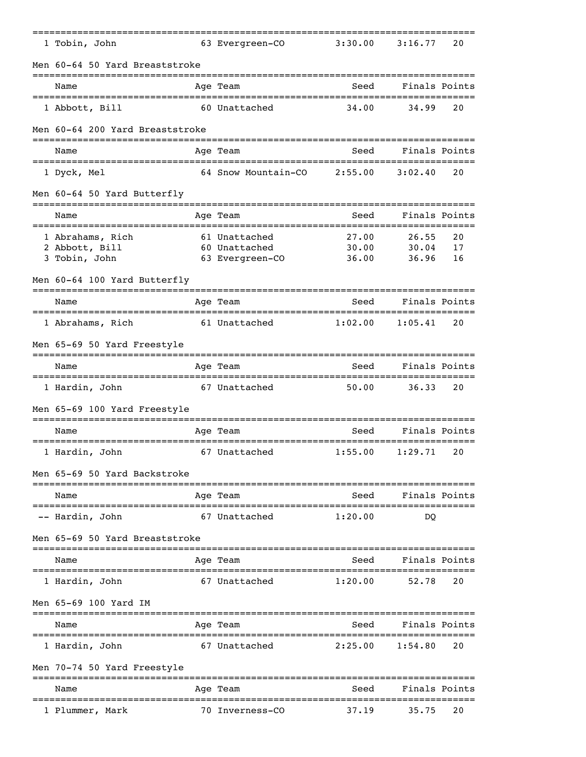| Name | Age | Team | Seed | Finals | Points |
|---|---|---|---|---|---|
| 1 Tobin, John | 63 | Evergreen-CO | 3:30.00 | 3:16.77 | 20 |

### Men 60-64 50 Yard Breaststroke

| Name | Age | Team | Seed | Finals | Points |
|---|---|---|---|---|---|
| 1 Abbott, Bill | 60 | Unattached | 34.00 | 34.99 | 20 |

### Men 60-64 200 Yard Breaststroke

| Name | Age | Team | Seed | Finals | Points |
|---|---|---|---|---|---|
| 1 Dyck, Mel | 64 | Snow Mountain-CO | 2:55.00 | 3:02.40 | 20 |

### Men 60-64 50 Yard Butterfly

| Name | Age | Team | Seed | Finals | Points |
|---|---|---|---|---|---|
| 1 Abrahams, Rich | 61 | Unattached | 27.00 | 26.55 | 20 |
| 2 Abbott, Bill | 60 | Unattached | 30.00 | 30.04 | 17 |
| 3 Tobin, John | 63 | Evergreen-CO | 36.00 | 36.96 | 16 |

### Men 60-64 100 Yard Butterfly

| Name | Age | Team | Seed | Finals | Points |
|---|---|---|---|---|---|
| 1 Abrahams, Rich | 61 | Unattached | 1:02.00 | 1:05.41 | 20 |

### Men 65-69 50 Yard Freestyle

| Name | Age | Team | Seed | Finals | Points |
|---|---|---|---|---|---|
| 1 Hardin, John | 67 | Unattached | 50.00 | 36.33 | 20 |

### Men 65-69 100 Yard Freestyle

| Name | Age | Team | Seed | Finals | Points |
|---|---|---|---|---|---|
| 1 Hardin, John | 67 | Unattached | 1:55.00 | 1:29.71 | 20 |

### Men 65-69 50 Yard Backstroke

| Name | Age | Team | Seed | Finals | Points |
|---|---|---|---|---|---|
| -- Hardin, John | 67 | Unattached | 1:20.00 | DQ | |

### Men 65-69 50 Yard Breaststroke

| Name | Age | Team | Seed | Finals | Points |
|---|---|---|---|---|---|
| 1 Hardin, John | 67 | Unattached | 1:20.00 | 52.78 | 20 |

### Men 65-69 100 Yard IM

| Name | Age | Team | Seed | Finals | Points |
|---|---|---|---|---|---|
| 1 Hardin, John | 67 | Unattached | 2:25.00 | 1:54.80 | 20 |

### Men 70-74 50 Yard Freestyle

| Name | Age | Team | Seed | Finals | Points |
|---|---|---|---|---|---|
| 1 Plummer, Mark | 70 | Inverness-CO | 37.19 | 35.75 | 20 |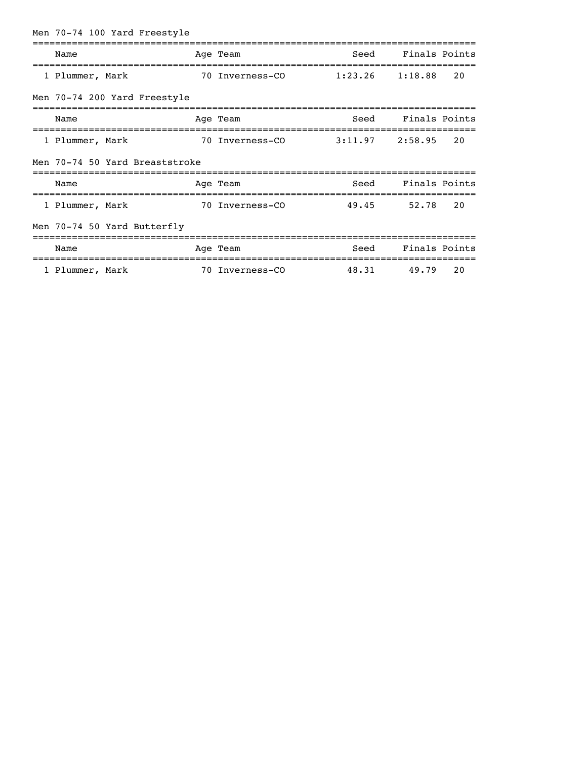### Men 70-74 100 Yard Freestyle

| | Name | Age | Team | Seed | Finals | Points |
|---|---|---|---|---|---|---|
| 1 | Plummer, Mark | 70 | Inverness-CO | 1:23.26 | 1:18.88 | 20 |

### Men 70-74 200 Yard Freestyle

| | Name | Age | Team | Seed | Finals | Points |
|---|---|---|---|---|---|---|
| 1 | Plummer, Mark | 70 | Inverness-CO | 3:11.97 | 2:58.95 | 20 |

### Men 70-74 50 Yard Breaststroke

| | Name | Age | Team | Seed | Finals | Points |
|---|---|---|---|---|---|---|
| 1 | Plummer, Mark | 70 | Inverness-CO | 49.45 | 52.78 | 20 |

### Men 70-74 50 Yard Butterfly

| | Name | Age | Team | Seed | Finals | Points |
|---|---|---|---|---|---|---|
| 1 | Plummer, Mark | 70 | Inverness-CO | 48.31 | 49.79 | 20 |